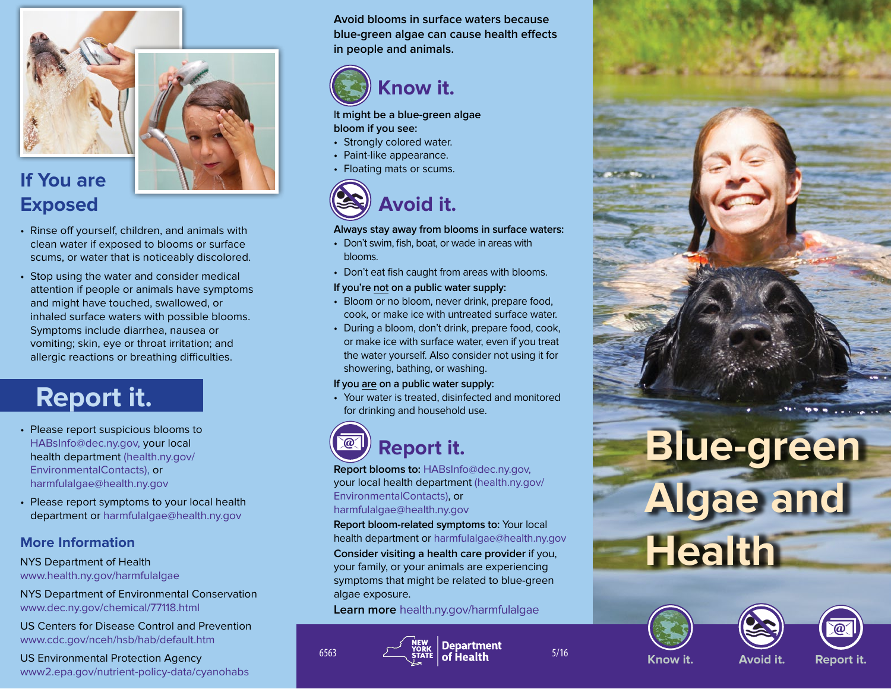## If You are Exposed

- Rinse off yourself, children, and animals with clean water if exposed to blooms or surface scums, or water that is noticeably discolored.
- Stop using the water and consider medical attention if people or animals have symptoms and might have touched, swallowed, or inhaled surface waters with possible blooms. Symptoms include diarrhea, nausea or vomiting; skin, eye or throat irritation; and allergic reactions or breathing difficulties.

## Report it.

- Please report suspicious blooms to HABsInfo@dec.ny.gov, your local health department (health.ny.gov/EnvironmentalContacts), or harmfulalgae@health.ny.gov
- Please report symptoms to your local health department or harmfulalgae@health.ny.gov

### More Information

NYS Department of Health
www.health.ny.gov/harmfulalgae

NYS Department of Environmental Conservation
www.dec.ny.gov/chemical/77118.html

US Centers for Disease Control and Prevention
www.cdc.gov/nceh/hsb/hab/default.htm

US Environmental Protection Agency
www2.epa.gov/nutrient-policy-data/cyanohabs

**Avoid blooms in surface waters because blue-green algae can cause health effects in people and animals.**

## Know it.

It might be a blue-green algae bloom if you see:

- Strongly colored water.
- Paint-like appearance.
- Floating mats or scums.

## Avoid it.

**Always stay away from blooms in surface waters:**

- Don't swim, fish, boat, or wade in areas with blooms.
- Don't eat fish caught from areas with blooms.

**If you're not on a public water supply:**

- Bloom or no bloom, never drink, prepare food, cook, or make ice with untreated surface water.
- During a bloom, don't drink, prepare food, cook, or make ice with surface water, even if you treat the water yourself. Also consider not using it for showering, bathing, or washing.

**If you are on a public water supply:**

- Your water is treated, disinfected and monitored for drinking and household use.

## Report it.

**Report blooms to:** HABsInfo@dec.ny.gov, your local health department (health.ny.gov/EnvironmentalContacts), or harmfulalgae@health.ny.gov

**Report bloom-related symptoms to:** Your local health department or harmfulalgae@health.ny.gov

**Consider visiting a health care provider** if you, your family, or your animals are experiencing symptoms that might be related to blue-green algae exposure.

**Learn more** health.ny.gov/harmfulalgae

6563 New York State Department of Health 5/16

# Blue-green Algae and Health

Know it. Avoid it. Report it.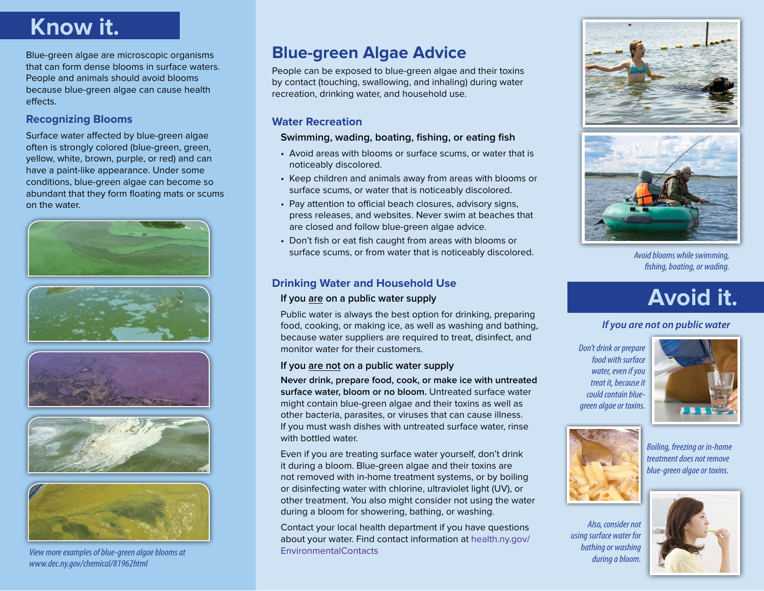# Know it.

Blue-green algae are microscopic organisms that can form dense blooms in surface waters. People and animals should avoid blooms because blue-green algae can cause health effects.

## Recognizing Blooms

Surface water affected by blue-green algae often is strongly colored (blue-green, green, yellow, white, brown, purple, or red) and can have a paint-like appearance. Under some conditions, blue-green algae can become so abundant that they form floating mats or scums on the water.

*View more examples of blue-green algae blooms at www.dec.ny.gov/chemical/81962html*

# Blue-green Algae Advice

People can be exposed to blue-green algae and their toxins by contact (touching, swallowing, and inhaling) during water recreation, drinking water, and household use.

## Water Recreation

### Swimming, wading, boating, fishing, or eating fish

- Avoid areas with blooms or surface scums, or water that is noticeably discolored.
- Keep children and animals away from areas with blooms or surface scums, or water that is noticeably discolored.
- Pay attention to official beach closures, advisory signs, press releases, and websites. Never swim at beaches that are closed and follow blue-green algae advice.
- Don't fish or eat fish caught from areas with blooms or surface scums, or from water that is noticeably discolored.

## Drinking Water and Household Use

### If you are on a public water supply

Public water is always the best option for drinking, preparing food, cooking, or making ice, as well as washing and bathing, because water suppliers are required to treat, disinfect, and monitor water for their customers.

### If you are not on a public water supply

**Never drink, prepare food, cook, or make ice with untreated surface water, bloom or no bloom.** Untreated surface water might contain blue-green algae and their toxins as well as other bacteria, parasites, or viruses that can cause illness. If you must wash dishes with untreated surface water, rinse with bottled water.

Even if you are treating surface water yourself, don't drink it during a bloom. Blue-green algae and their toxins are not removed with in-home treatment systems, or by boiling or disinfecting water with chlorine, ultraviolet light (UV), or other treatment. You also might consider not using the water during a bloom for showering, bathing, or washing.

Contact your local health department if you have questions about your water. Find contact information at health.ny.gov/EnvironmentalContacts

*Avoid blooms while swimming, fishing, boating, or wading.*

# Avoid it.

*If you are not on public water*

*Don't drink or prepare food with surface water, even if you treat it, because it could contain blue-green algae or toxins.*

*Boiling, freezing or in-home treatment does not remove blue-green algae or toxins.*

*Also, consider not using surface water for bathing or washing during a bloom.*